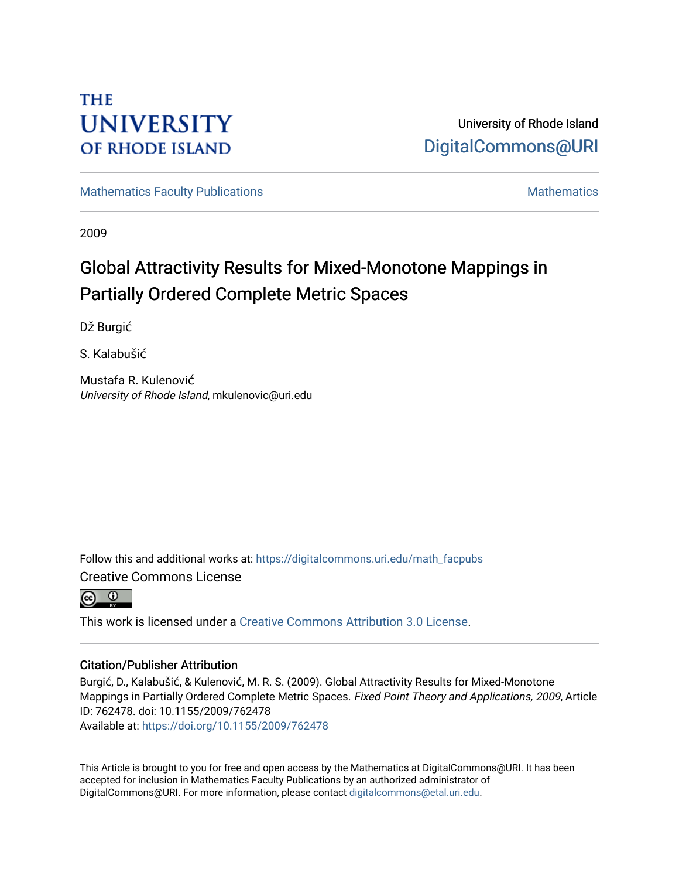THE UNIVERSITY OF RHODE ISLAND

University of Rhode Island
DigitalCommons@URI

Mathematics Faculty Publications | Mathematics

2009

# Global Attractivity Results for Mixed-Monotone Mappings in Partially Ordered Complete Metric Spaces

Dž Burgić

S. Kalabušić

Mustafa R. Kulenović
*University of Rhode Island*, mkulenovic@uri.edu

Follow this and additional works at: https://digitalcommons.uri.edu/math_facpubs

Creative Commons License

This work is licensed under a Creative Commons Attribution 3.0 License.

## Citation/Publisher Attribution

Burgić, D., Kalabušić, & Kulenović, M. R. S. (2009). Global Attractivity Results for Mixed-Monotone Mappings in Partially Ordered Complete Metric Spaces. *Fixed Point Theory and Applications, 2009*, Article ID: 762478. doi: 10.1155/2009/762478
Available at: https://doi.org/10.1155/2009/762478

This Article is brought to you for free and open access by the Mathematics at DigitalCommons@URI. It has been accepted for inclusion in Mathematics Faculty Publications by an authorized administrator of DigitalCommons@URI. For more information, please contact digitalcommons@etal.uri.edu.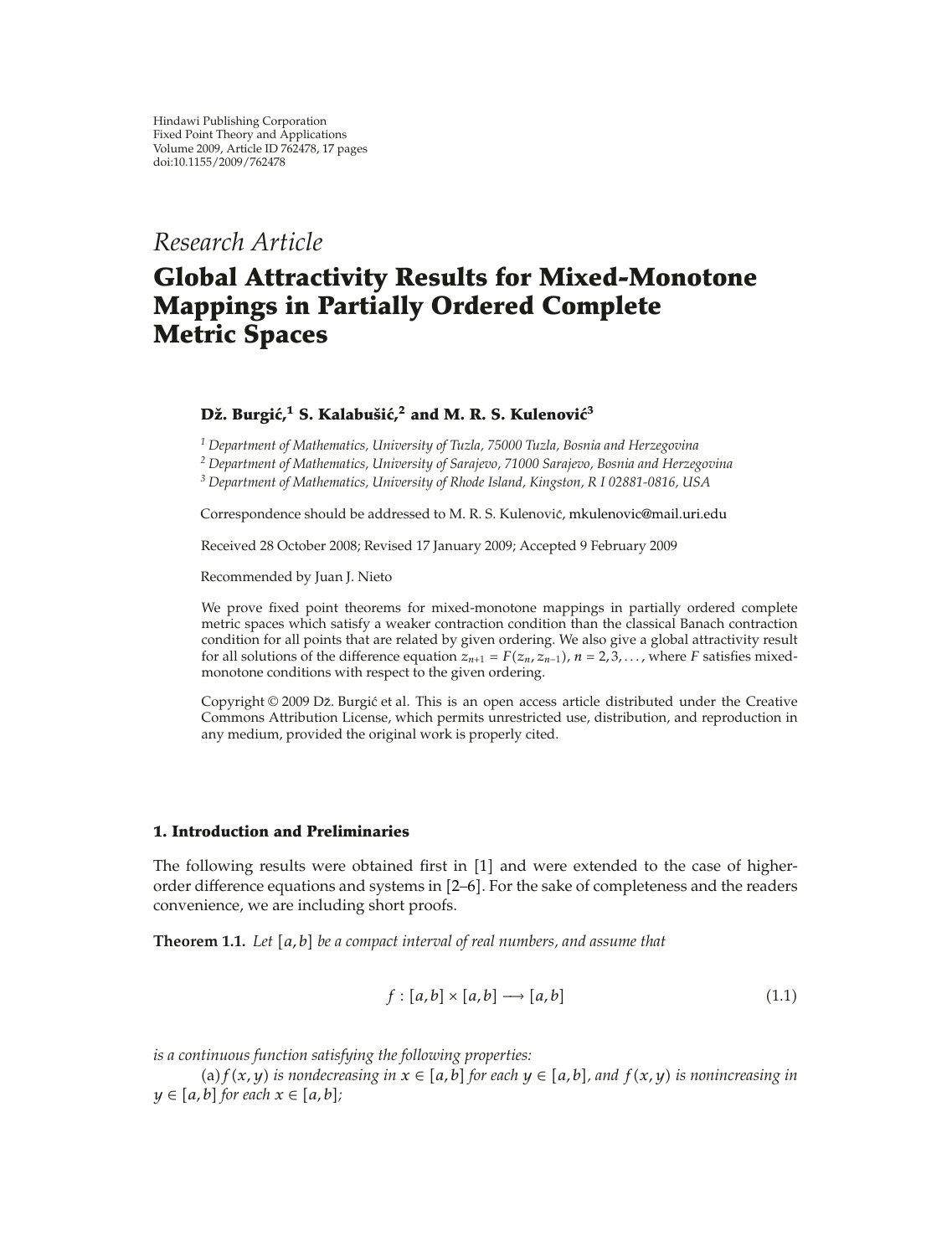*Research Article*

# Global Attractivity Results for Mixed-Monotone Mappings in Partially Ordered Complete Metric Spaces

**Dž. Burgić,[1] S. Kalabušić,[2] and M. R. S. Kulenović[3]**

[1] *Department of Mathematics, University of Tuzla, 75000 Tuzla, Bosnia and Herzegovina*
[2] *Department of Mathematics, University of Sarajevo, 71000 Sarajevo, Bosnia and Herzegovina*
[3] *Department of Mathematics, University of Rhode Island, Kingston, R I 02881-0816, USA*

Correspondence should be addressed to M. R. S. Kulenović, mkulenovic@mail.uri.edu

Received 28 October 2008; Revised 17 January 2009; Accepted 9 February 2009

Recommended by Juan J. Nieto

We prove fixed point theorems for mixed-monotone mappings in partially ordered complete metric spaces which satisfy a weaker contraction condition than the classical Banach contraction condition for all points that are related by given ordering. We also give a global attractivity result for all solutions of the difference equation $z_{n+1} = F(z_n, z_{n-1})$, $n = 2, 3, \ldots$, where $F$ satisfies mixed-monotone conditions with respect to the given ordering.

Copyright © 2009 Dž. Burgić et al. This is an open access article distributed under the Creative Commons Attribution License, which permits unrestricted use, distribution, and reproduction in any medium, provided the original work is properly cited.

## 1. Introduction and Preliminaries

The following results were obtained first in [1] and were extended to the case of higher-order difference equations and systems in [2–6]. For the sake of completeness and the readers convenience, we are including short proofs.

**Theorem 1.1.** *Let $[a,b]$ be a compact interval of real numbers, and assume that*

$$f : [a,b] \times [a,b] \longrightarrow [a,b] \tag{1.1}$$

*is a continuous function satisfying the following properties:*

(a) *$f(x,y)$ is nondecreasing in $x \in [a,b]$ for each $y \in [a,b]$, and $f(x,y)$ is nonincreasing in $y \in [a,b]$ for each $x \in [a,b]$;*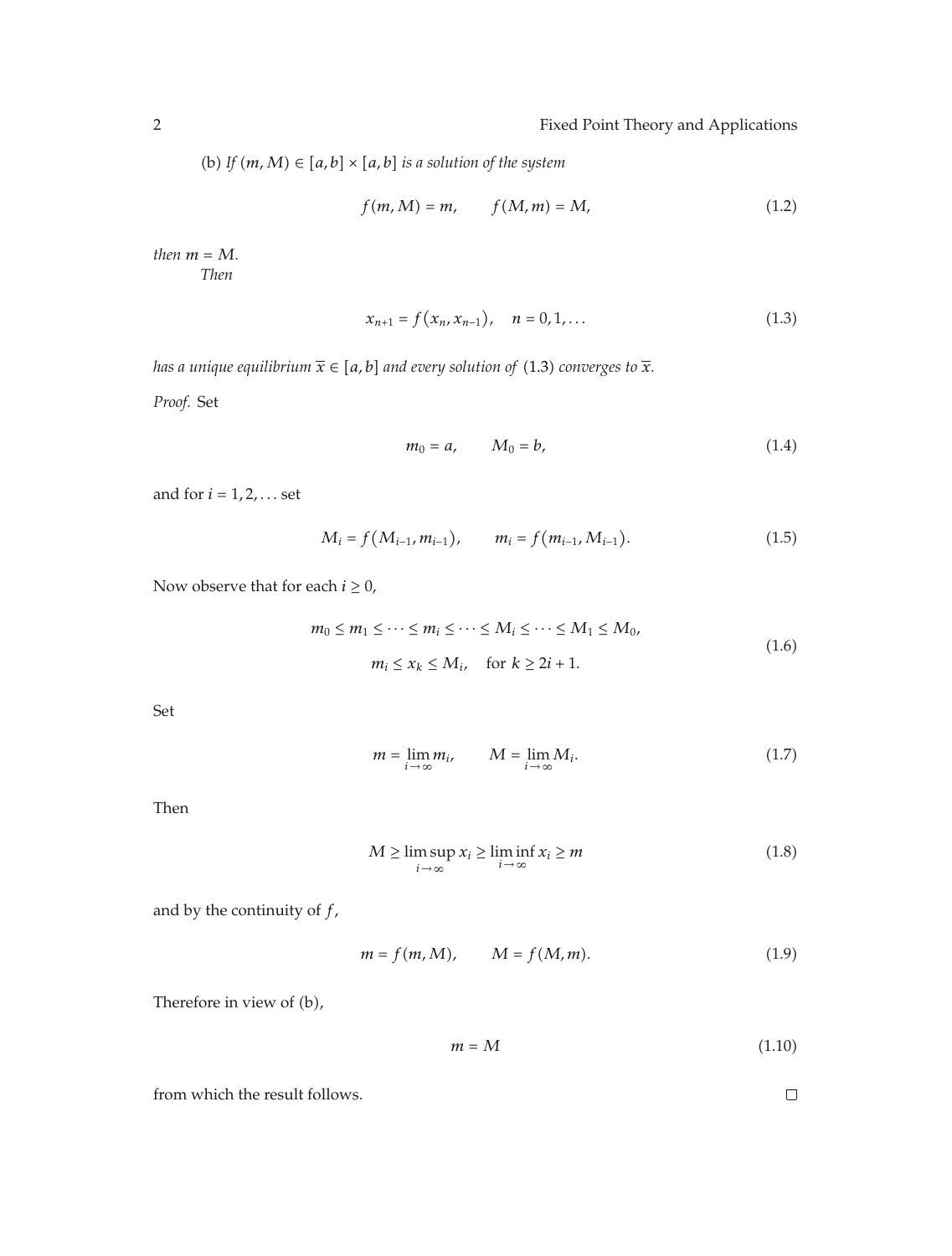(b) *If* $(m, M) \in [a, b] \times [a, b]$ *is a solution of the system*

$$f(m, M) = m, \qquad f(M, m) = M, \tag{1.2}$$

*then* $m = M$.

*Then*

$$x_{n+1} = f(x_n, x_{n-1}), \quad n = 0, 1, \ldots \tag{1.3}$$

*has a unique equilibrium* $\overline{x} \in [a, b]$ *and every solution of* (1.3) *converges to* $\overline{x}$.

*Proof.* Set

$$m_0 = a, \qquad M_0 = b, \tag{1.4}$$

and for $i = 1, 2, \ldots$ set

$$M_i = f(M_{i-1}, m_{i-1}), \qquad m_i = f(m_{i-1}, M_{i-1}). \tag{1.5}$$

Now observe that for each $i \geq 0$,

$$\begin{gathered} m_0 \leq m_1 \leq \cdots \leq m_i \leq \cdots \leq M_i \leq \cdots \leq M_1 \leq M_0, \\ m_i \leq x_k \leq M_i, \quad \text{for } k \geq 2i + 1. \end{gathered} \tag{1.6}$$

Set

$$m = \lim_{i \to \infty} m_i, \qquad M = \lim_{i \to \infty} M_i. \tag{1.7}$$

Then

$$M \geq \limsup_{i \to \infty} x_i \geq \liminf_{i \to \infty} x_i \geq m \tag{1.8}$$

and by the continuity of $f$,

$$m = f(m, M), \qquad M = f(M, m). \tag{1.9}$$

Therefore in view of (b),

$$m = M \tag{1.10}$$

from which the result follows. □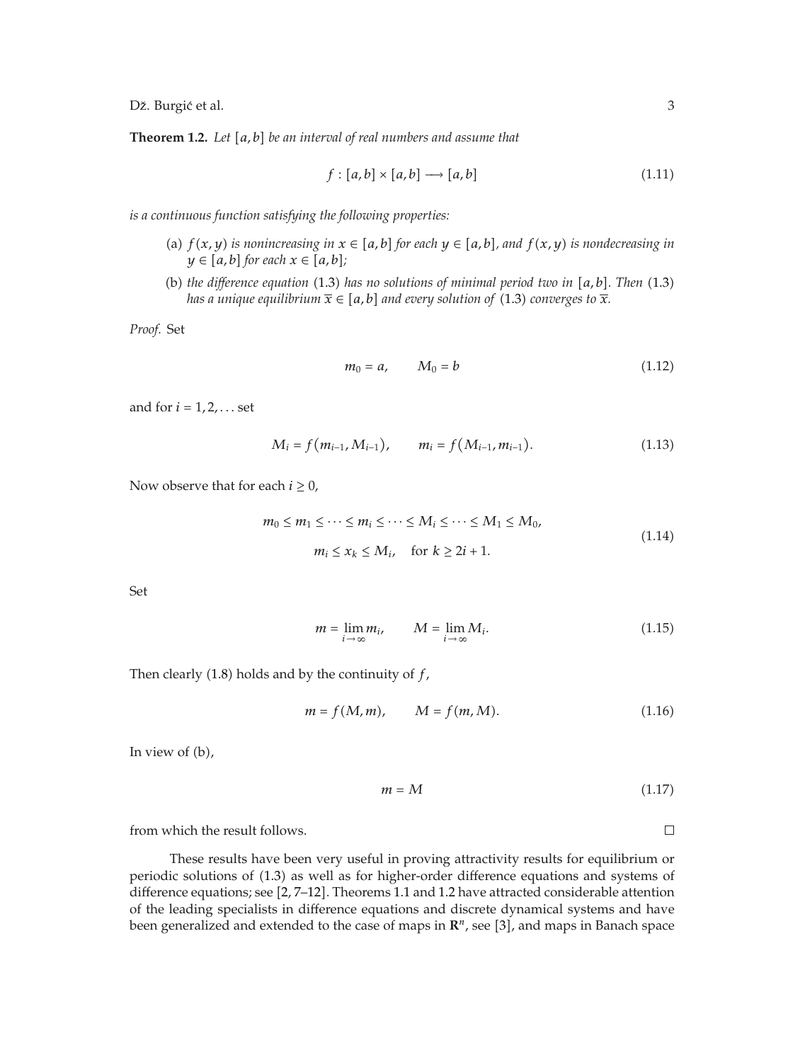**Theorem 1.2.** *Let $[a,b]$ be an interval of real numbers and assume that*

$$f : [a,b] \times [a,b] \longrightarrow [a,b] \tag{1.11}$$

*is a continuous function satisfying the following properties:*

(a) *$f(x,y)$ is nonincreasing in $x \in [a,b]$ for each $y \in [a,b]$, and $f(x,y)$ is nondecreasing in $y \in [a,b]$ for each $x \in [a,b]$;*

(b) *the difference equation* (1.3) *has no solutions of minimal period two in $[a,b]$. Then* (1.3) *has a unique equilibrium $\overline{x} \in [a,b]$ and every solution of* (1.3) *converges to $\overline{x}$.*

*Proof.* Set

$$m_0 = a, \qquad M_0 = b \tag{1.12}$$

and for $i = 1, 2, \ldots$ set

$$M_i = f(m_{i-1}, M_{i-1}), \qquad m_i = f(M_{i-1}, m_{i-1}). \tag{1.13}$$

Now observe that for each $i \geq 0$,

$$\begin{gathered} m_0 \leq m_1 \leq \cdots \leq m_i \leq \cdots \leq M_i \leq \cdots \leq M_1 \leq M_0, \\ m_i \leq x_k \leq M_i, \quad \text{for } k \geq 2i+1. \end{gathered} \tag{1.14}$$

Set

$$m = \lim_{i \to \infty} m_i, \qquad M = \lim_{i \to \infty} M_i. \tag{1.15}$$

Then clearly (1.8) holds and by the continuity of $f$,

$$m = f(M,m), \qquad M = f(m,M). \tag{1.16}$$

In view of (b),

$$m = M \tag{1.17}$$

from which the result follows. □

These results have been very useful in proving attractivity results for equilibrium or periodic solutions of (1.3) as well as for higher-order difference equations and systems of difference equations; see [2, 7–12]. Theorems 1.1 and 1.2 have attracted considerable attention of the leading specialists in difference equations and discrete dynamical systems and have been generalized and extended to the case of maps in $\mathbf{R}^n$, see [3], and maps in Banach space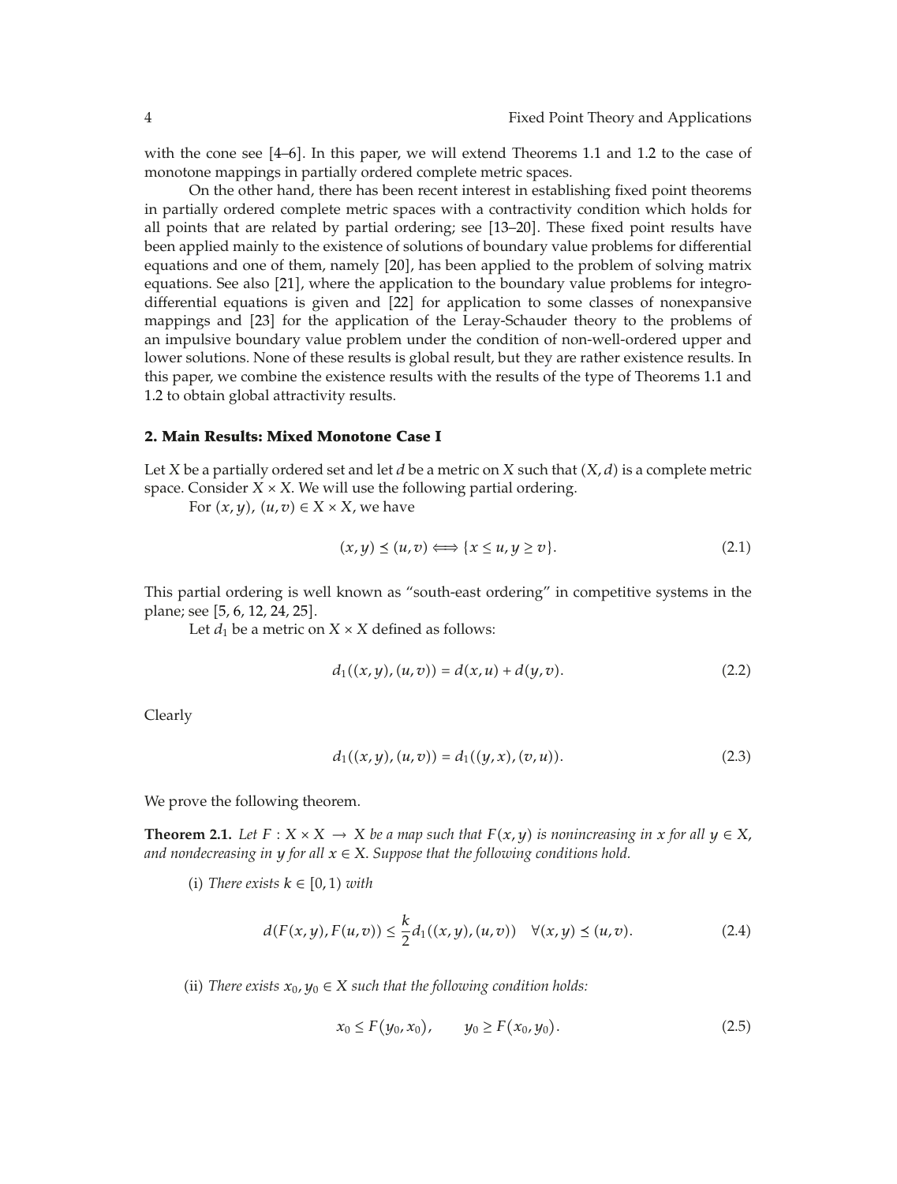with the cone see [4–6]. In this paper, we will extend Theorems 1.1 and 1.2 to the case of monotone mappings in partially ordered complete metric spaces.

On the other hand, there has been recent interest in establishing fixed point theorems in partially ordered complete metric spaces with a contractivity condition which holds for all points that are related by partial ordering; see [13–20]. These fixed point results have been applied mainly to the existence of solutions of boundary value problems for differential equations and one of them, namely [20], has been applied to the problem of solving matrix equations. See also [21], where the application to the boundary value problems for integro-differential equations is given and [22] for application to some classes of nonexpansive mappings and [23] for the application of the Leray-Schauder theory to the problems of an impulsive boundary value problem under the condition of non-well-ordered upper and lower solutions. None of these results is global result, but they are rather existence results. In this paper, we combine the existence results with the results of the type of Theorems 1.1 and 1.2 to obtain global attractivity results.

## 2. Main Results: Mixed Monotone Case I

Let $X$ be a partially ordered set and let $d$ be a metric on $X$ such that $(X, d)$ is a complete metric space. Consider $X \times X$. We will use the following partial ordering.

For $(x, y)$, $(u, v) \in X \times X$, we have

$$(x, y) \preceq (u, v) \Longleftrightarrow \{x \leq u, y \geq v\}. \tag{2.1}$$

This partial ordering is well known as "south-east ordering" in competitive systems in the plane; see [5, 6, 12, 24, 25].

Let $d_1$ be a metric on $X \times X$ defined as follows:

$$d_1((x, y), (u, v)) = d(x, u) + d(y, v). \tag{2.2}$$

Clearly

$$d_1((x, y), (u, v)) = d_1((y, x), (v, u)). \tag{2.3}$$

We prove the following theorem.

**Theorem 2.1.** *Let $F : X \times X \to X$ be a map such that $F(x, y)$ is nonincreasing in $x$ for all $y \in X$, and nondecreasing in $y$ for all $x \in X$. Suppose that the following conditions hold.*

(i) *There exists $k \in [0, 1)$ with*

$$d(F(x, y), F(u, v)) \leq \frac{k}{2} d_1((x, y), (u, v)) \quad \forall (x, y) \preceq (u, v). \tag{2.4}$$

(ii) *There exists $x_0, y_0 \in X$ such that the following condition holds:*

$$x_0 \leq F(y_0, x_0), \qquad y_0 \geq F(x_0, y_0). \tag{2.5}$$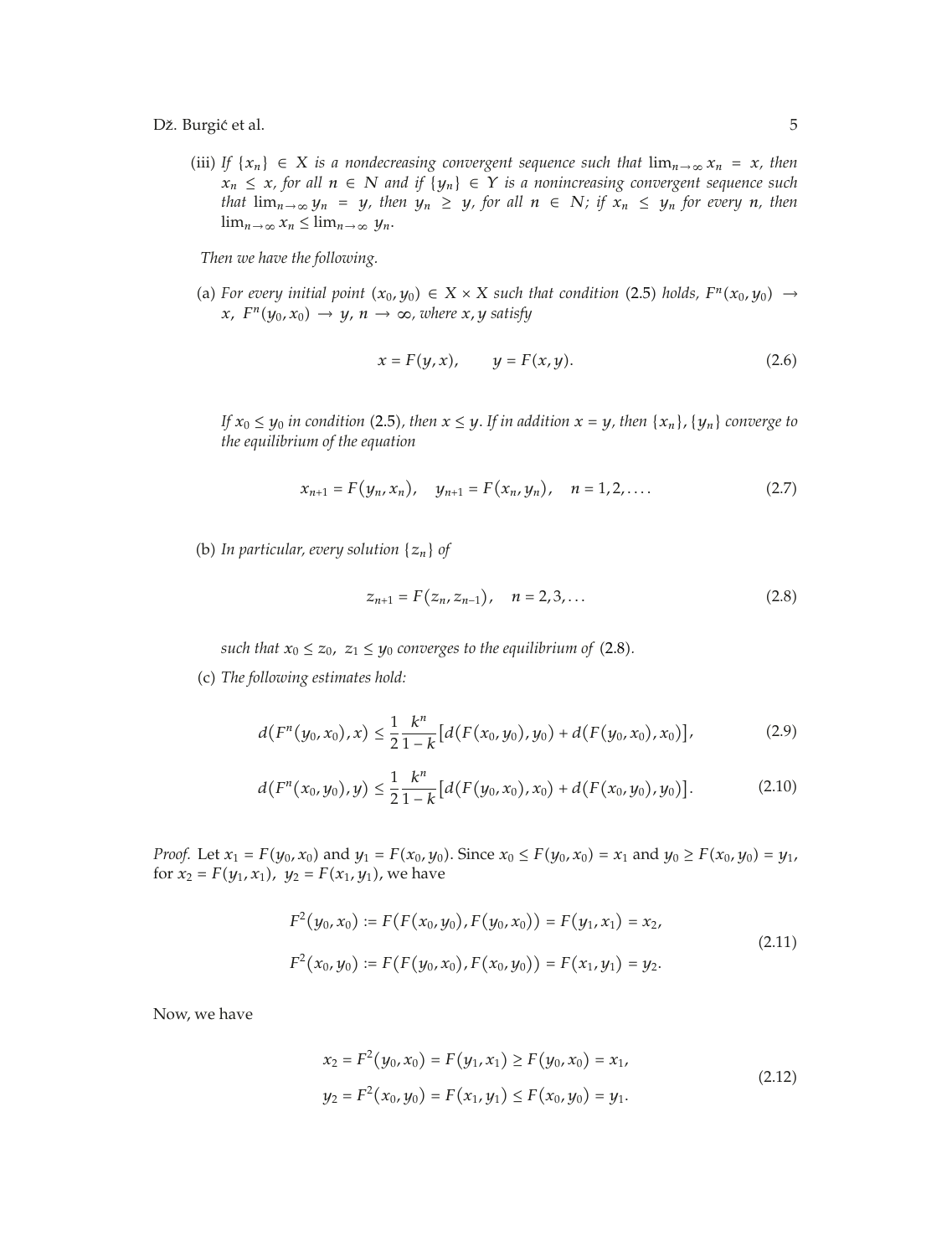(iii) *If* $\{x_n\} \in X$ *is a nondecreasing convergent sequence such that* $\lim_{n\to\infty} x_n = x$*, then* $x_n \leq x$*, for all* $n \in N$ *and if* $\{y_n\} \in Y$ *is a nonincreasing convergent sequence such that* $\lim_{n\to\infty} y_n = y$*, then* $y_n \geq y$*, for all* $n \in N$*; if* $x_n \leq y_n$ *for every* $n$*, then* $\lim_{n\to\infty} x_n \leq \lim_{n\to\infty} y_n$*.*

*Then we have the following.*

(a) *For every initial point* $(x_0, y_0) \in X \times X$ *such that condition* (2.5) *holds,* $F^n(x_0, y_0) \to x$*,* $F^n(y_0, x_0) \to y$*,* $n \to \infty$*, where* $x, y$ *satisfy*

$$x = F(y, x), \qquad y = F(x, y). \tag{2.6}$$

*If* $x_0 \leq y_0$ *in condition* (2.5)*, then* $x \leq y$*. If in addition* $x = y$*, then* $\{x_n\}, \{y_n\}$ *converge to the equilibrium of the equation*

$$x_{n+1} = F(y_n, x_n), \quad y_{n+1} = F(x_n, y_n), \quad n = 1, 2, \ldots. \tag{2.7}$$

(b) *In particular, every solution* $\{z_n\}$ *of*

$$z_{n+1} = F(z_n, z_{n-1}), \quad n = 2, 3, \ldots \tag{2.8}$$

*such that* $x_0 \leq z_0,\ z_1 \leq y_0$ *converges to the equilibrium of* (2.8)*.*

(c) *The following estimates hold:*

$$d(F^n(y_0, x_0), x) \leq \frac{1}{2}\frac{k^n}{1-k}\left[d(F(x_0, y_0), y_0) + d(F(y_0, x_0), x_0)\right], \tag{2.9}$$

$$d(F^n(x_0, y_0), y) \leq \frac{1}{2}\frac{k^n}{1-k}\left[d(F(y_0, x_0), x_0) + d(F(x_0, y_0), y_0)\right]. \tag{2.10}$$

*Proof.* Let $x_1 = F(y_0, x_0)$ and $y_1 = F(x_0, y_0)$. Since $x_0 \leq F(y_0, x_0) = x_1$ and $y_0 \geq F(x_0, y_0) = y_1$, for $x_2 = F(y_1, x_1),\ y_2 = F(x_1, y_1)$, we have

$$\begin{aligned}
F^2(y_0, x_0) &:= F(F(x_0, y_0), F(y_0, x_0)) = F(y_1, x_1) = x_2, \\
F^2(x_0, y_0) &:= F(F(y_0, x_0), F(x_0, y_0)) = F(x_1, y_1) = y_2.
\end{aligned} \tag{2.11}$$

Now, we have

$$\begin{aligned}
x_2 = F^2(y_0, x_0) = F(y_1, x_1) \geq F(y_0, x_0) = x_1, \\
y_2 = F^2(x_0, y_0) = F(x_1, y_1) \leq F(x_0, y_0) = y_1.
\end{aligned} \tag{2.12}$$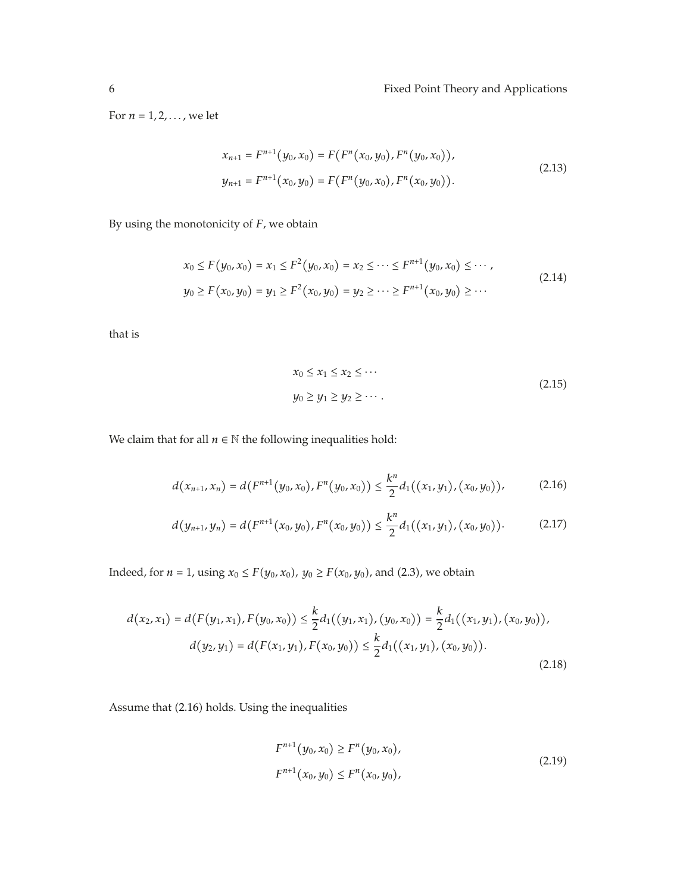For $n = 1, 2, \ldots$, we let

$$
\begin{aligned}
x_{n+1} &= F^{n+1}(y_0, x_0) = F(F^n(x_0, y_0), F^n(y_0, x_0)), \\
y_{n+1} &= F^{n+1}(x_0, y_0) = F(F^n(y_0, x_0), F^n(x_0, y_0)).
\end{aligned}
\tag{2.13}
$$

By using the monotonicity of $F$, we obtain

$$
\begin{aligned}
x_0 &\leq F(y_0, x_0) = x_1 \leq F^2(y_0, x_0) = x_2 \leq \cdots \leq F^{n+1}(y_0, x_0) \leq \cdots, \\
y_0 &\geq F(x_0, y_0) = y_1 \geq F^2(x_0, y_0) = y_2 \geq \cdots \geq F^{n+1}(x_0, y_0) \geq \cdots
\end{aligned}
\tag{2.14}
$$

that is

$$
\begin{aligned}
x_0 &\leq x_1 \leq x_2 \leq \cdots \\
y_0 &\geq y_1 \geq y_2 \geq \cdots.
\end{aligned}
\tag{2.15}
$$

We claim that for all $n \in \mathbb{N}$ the following inequalities hold:

$$
d(x_{n+1}, x_n) = d(F^{n+1}(y_0, x_0), F^n(y_0, x_0)) \leq \frac{k^n}{2} d_1((x_1, y_1), (x_0, y_0)),
\tag{2.16}
$$

$$
d(y_{n+1}, y_n) = d(F^{n+1}(x_0, y_0), F^n(x_0, y_0)) \leq \frac{k^n}{2} d_1((x_1, y_1), (x_0, y_0)).
\tag{2.17}
$$

Indeed, for $n = 1$, using $x_0 \leq F(y_0, x_0)$, $y_0 \geq F(x_0, y_0)$, and (2.3), we obtain

$$
\begin{aligned}
d(x_2, x_1) = d(F(y_1, x_1), F(y_0, x_0)) &\leq \frac{k}{2} d_1((y_1, x_1), (y_0, x_0)) = \frac{k}{2} d_1((x_1, y_1), (x_0, y_0)), \\
d(y_2, y_1) = d(F(x_1, y_1), F(x_0, y_0)) &\leq \frac{k}{2} d_1((x_1, y_1), (x_0, y_0)).
\end{aligned}
\tag{2.18}
$$

Assume that (2.16) holds. Using the inequalities

$$
\begin{aligned}
F^{n+1}(y_0, x_0) &\geq F^n(y_0, x_0), \\
F^{n+1}(x_0, y_0) &\leq F^n(x_0, y_0),
\end{aligned}
\tag{2.19}
$$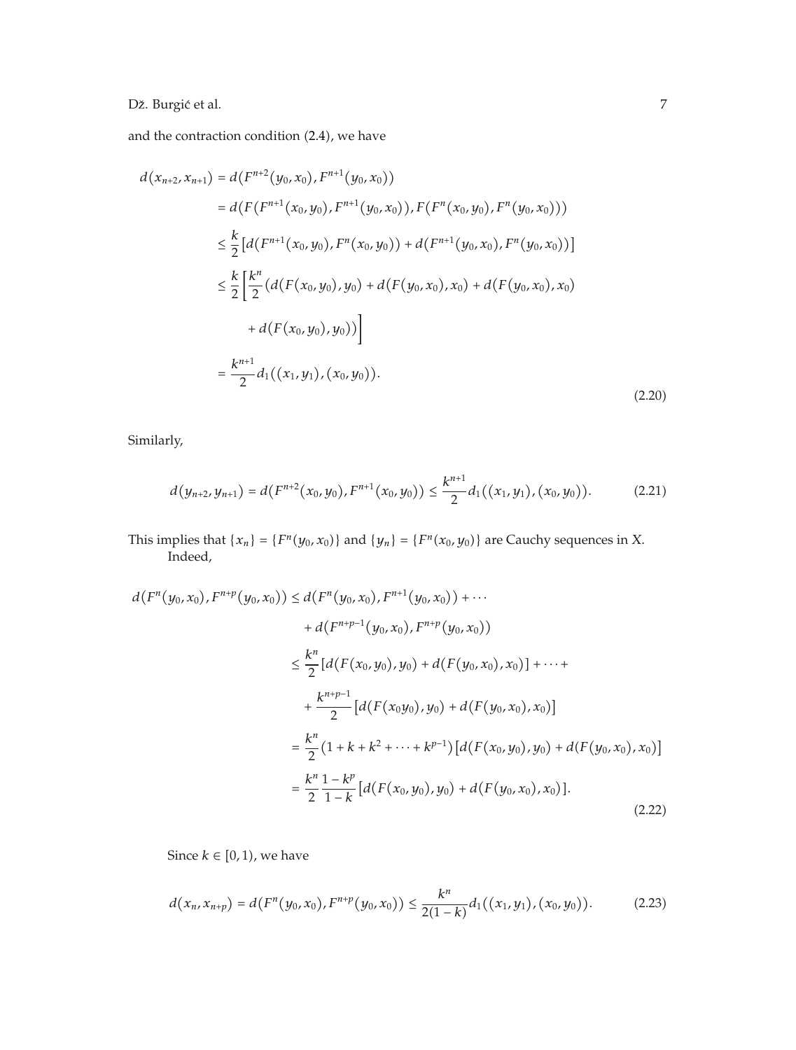and the contraction condition (2.4), we have

$$
\begin{aligned}
d(x_{n+2}, x_{n+1}) &= d(F^{n+2}(y_0, x_0), F^{n+1}(y_0, x_0)) \\
&= d(F(F^{n+1}(x_0, y_0), F^{n+1}(y_0, x_0)), F(F^{n}(x_0, y_0), F^{n}(y_0, x_0))) \\
&\leq \frac{k}{2}\left[d(F^{n+1}(x_0, y_0), F^{n}(x_0, y_0)) + d(F^{n+1}(y_0, x_0), F^{n}(y_0, x_0))\right] \\
&\leq \frac{k}{2}\left[\frac{k^n}{2}(d(F(x_0, y_0), y_0) + d(F(y_0, x_0), x_0) + d(F(y_0, x_0), x_0)\right. \\
&\qquad \left. + d(F(x_0, y_0), y_0))\right] \\
&= \frac{k^{n+1}}{2} d_1((x_1, y_1), (x_0, y_0)).
\end{aligned} \tag{2.20}
$$

Similarly,

$$
d(y_{n+2}, y_{n+1}) = d(F^{n+2}(x_0, y_0), F^{n+1}(x_0, y_0)) \leq \frac{k^{n+1}}{2} d_1((x_1, y_1), (x_0, y_0)). \tag{2.21}
$$

This implies that $\{x_n\} = \{F^n(y_0, x_0)\}$ and $\{y_n\} = \{F^n(x_0, y_0)\}$ are Cauchy sequences in $X$.

Indeed,

$$
\begin{aligned}
d(F^n(y_0, x_0), F^{n+p}(y_0, x_0)) &\leq d(F^n(y_0, x_0), F^{n+1}(y_0, x_0)) + \cdots \\
&\quad + d(F^{n+p-1}(y_0, x_0), F^{n+p}(y_0, x_0)) \\
&\leq \frac{k^n}{2}[d(F(x_0, y_0), y_0) + d(F(y_0, x_0), x_0)] + \cdots + \\
&\quad + \frac{k^{n+p-1}}{2}[d(F(x_0 y_0), y_0) + d(F(y_0, x_0), x_0)] \\
&= \frac{k^n}{2}(1 + k + k^2 + \cdots + k^{p-1})[d(F(x_0, y_0), y_0) + d(F(y_0, x_0), x_0)] \\
&= \frac{k^n}{2}\frac{1 - k^p}{1 - k}[d(F(x_0, y_0), y_0) + d(F(y_0, x_0), x_0)].
\end{aligned} \tag{2.22}
$$

Since $k \in [0, 1)$, we have

$$
d(x_n, x_{n+p}) = d(F^n(y_0, x_0), F^{n+p}(y_0, x_0)) \leq \frac{k^n}{2(1 - k)} d_1((x_1, y_1), (x_0, y_0)). \tag{2.23}
$$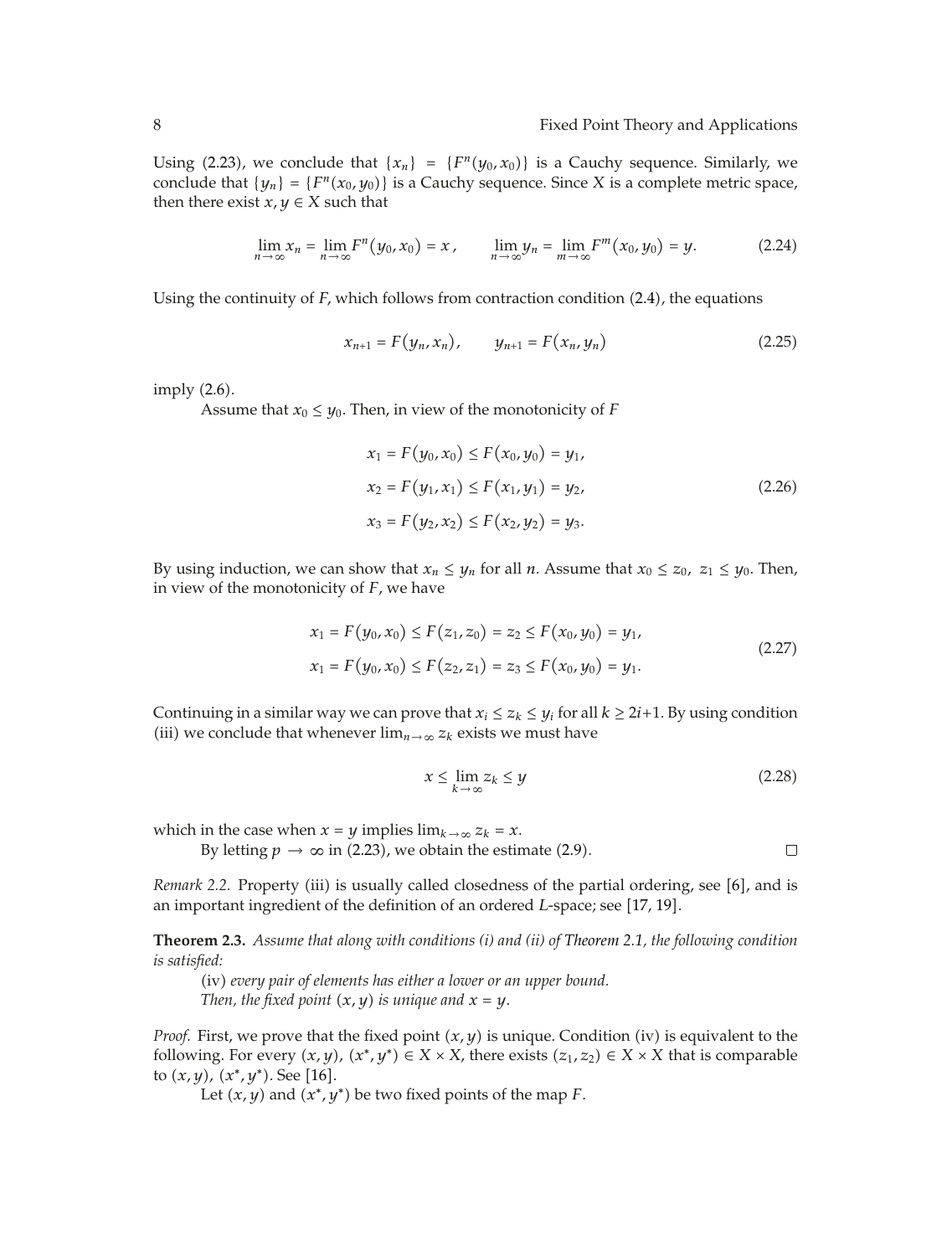Using (2.23), we conclude that $\{x_n\} = \{F^n(y_0, x_0)\}$ is a Cauchy sequence. Similarly, we conclude that $\{y_n\} = \{F^n(x_0, y_0)\}$ is a Cauchy sequence. Since $X$ is a complete metric space, then there exist $x, y \in X$ such that

$$\lim_{n\to\infty} x_n = \lim_{n\to\infty} F^n(y_0, x_0) = x, \qquad \lim_{n\to\infty} y_n = \lim_{m\to\infty} F^m(x_0, y_0) = y. \tag{2.24}$$

Using the continuity of $F$, which follows from contraction condition (2.4), the equations

$$x_{n+1} = F(y_n, x_n), \qquad y_{n+1} = F(x_n, y_n) \tag{2.25}$$

imply (2.6).

Assume that $x_0 \leq y_0$. Then, in view of the monotonicity of $F$

$$\begin{aligned} x_1 &= F(y_0, x_0) \leq F(x_0, y_0) = y_1, \\ x_2 &= F(y_1, x_1) \leq F(x_1, y_1) = y_2, \\ x_3 &= F(y_2, x_2) \leq F(x_2, y_2) = y_3. \end{aligned} \tag{2.26}$$

By using induction, we can show that $x_n \leq y_n$ for all $n$. Assume that $x_0 \leq z_0,\ z_1 \leq y_0$. Then, in view of the monotonicity of $F$, we have

$$\begin{aligned} x_1 &= F(y_0, x_0) \leq F(z_1, z_0) = z_2 \leq F(x_0, y_0) = y_1, \\ x_1 &= F(y_0, x_0) \leq F(z_2, z_1) = z_3 \leq F(x_0, y_0) = y_1. \end{aligned} \tag{2.27}$$

Continuing in a similar way we can prove that $x_i \leq z_k \leq y_i$ for all $k \geq 2i+1$. By using condition (iii) we conclude that whenever $\lim_{n\to\infty} z_k$ exists we must have

$$x \leq \lim_{k\to\infty} z_k \leq y \tag{2.28}$$

which in the case when $x = y$ implies $\lim_{k\to\infty} z_k = x$.

By letting $p \to \infty$ in (2.23), we obtain the estimate (2.9). □

*Remark 2.2.* Property (iii) is usually called closedness of the partial ordering, see [6], and is an important ingredient of the definition of an ordered $L$-space; see [17, 19].

**Theorem 2.3.** *Assume that along with conditions (i) and (ii) of Theorem 2.1, the following condition is satisfied:*

(iv) *every pair of elements has either a lower or an upper bound.*

*Then, the fixed point $(x, y)$ is unique and $x = y$.*

*Proof.* First, we prove that the fixed point $(x, y)$ is unique. Condition (iv) is equivalent to the following. For every $(x, y)$, $(x^*, y^*) \in X \times X$, there exists $(z_1, z_2) \in X \times X$ that is comparable to $(x, y)$, $(x^*, y^*)$. See [16].

Let $(x, y)$ and $(x^*, y^*)$ be two fixed points of the map $F$.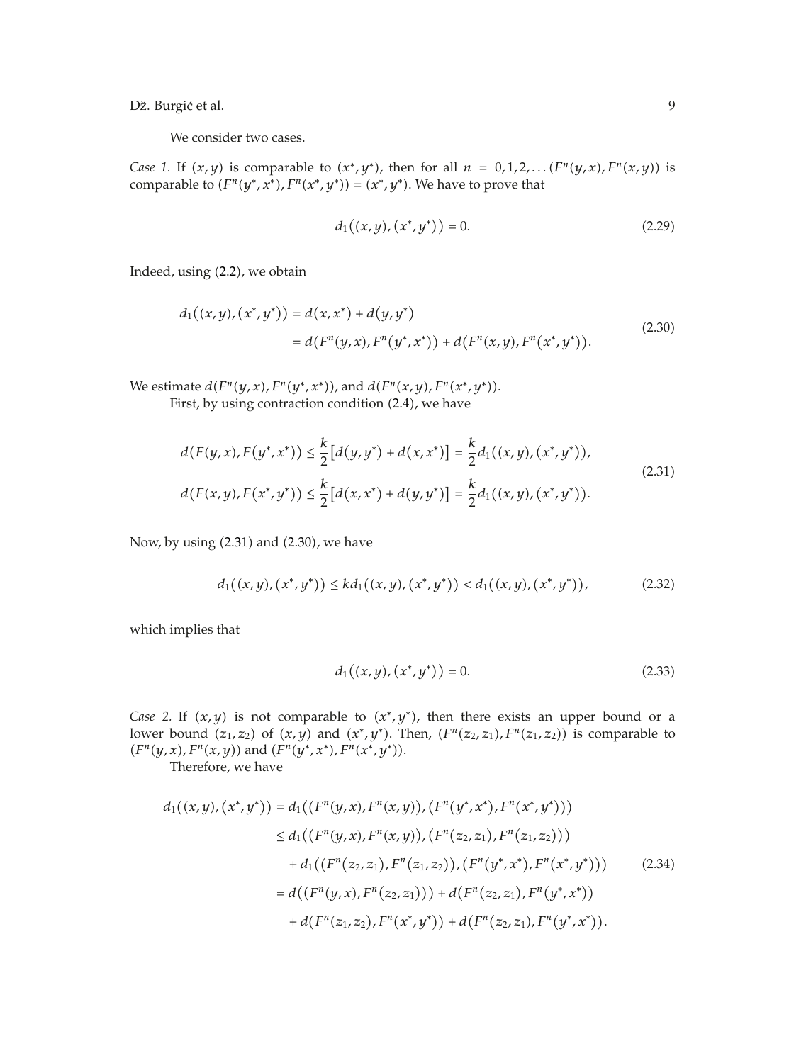We consider two cases.

*Case 1.* If $(x, y)$ is comparable to $(x^*, y^*)$, then for all $n = 0, 1, 2, \ldots$ $(F^n(y, x), F^n(x, y))$ is comparable to $(F^n(y^*, x^*), F^n(x^*, y^*)) = (x^*, y^*)$. We have to prove that

$$d_1((x, y), (x^*, y^*)) = 0. \tag{2.29}$$

Indeed, using (2.2), we obtain

$$\begin{aligned} d_1((x, y), (x^*, y^*)) &= d(x, x^*) + d(y, y^*) \\ &= d(F^n(y, x), F^n(y^*, x^*)) + d(F^n(x, y), F^n(x^*, y^*)). \end{aligned} \tag{2.30}$$

We estimate $d(F^n(y, x), F^n(y^*, x^*))$, and $d(F^n(x, y), F^n(x^*, y^*))$.

First, by using contraction condition (2.4), we have

$$\begin{aligned} d(F(y, x), F(y^*, x^*)) &\leq \frac{k}{2}[d(y, y^*) + d(x, x^*)] = \frac{k}{2} d_1((x, y), (x^*, y^*)), \\ d(F(x, y), F(x^*, y^*)) &\leq \frac{k}{2}[d(x, x^*) + d(y, y^*)] = \frac{k}{2} d_1((x, y), (x^*, y^*)). \end{aligned} \tag{2.31}$$

Now, by using (2.31) and (2.30), we have

$$d_1((x, y), (x^*, y^*)) \leq k d_1((x, y), (x^*, y^*)) < d_1((x, y), (x^*, y^*)), \tag{2.32}$$

which implies that

$$d_1((x, y), (x^*, y^*)) = 0. \tag{2.33}$$

*Case 2.* If $(x, y)$ is not comparable to $(x^*, y^*)$, then there exists an upper bound or a lower bound $(z_1, z_2)$ of $(x, y)$ and $(x^*, y^*)$. Then, $(F^n(z_2, z_1), F^n(z_1, z_2))$ is comparable to $(F^n(y, x), F^n(x, y))$ and $(F^n(y^*, x^*), F^n(x^*, y^*))$.

Therefore, we have

$$\begin{aligned} d_1((x, y), (x^*, y^*)) &= d_1((F^n(y, x), F^n(x, y)), (F^n(y^*, x^*), F^n(x^*, y^*))) \\ &\leq d_1((F^n(y, x), F^n(x, y)), (F^n(z_2, z_1), F^n(z_1, z_2))) \\ &\quad + d_1((F^n(z_2, z_1), F^n(z_1, z_2)), (F^n(y^*, x^*), F^n(x^*, y^*))) \\ &= d((F^n(y, x), F^n(z_2, z_1))) + d(F^n(z_2, z_1), F^n(y^*, x^*)) \\ &\quad + d(F^n(z_1, z_2), F^n(x^*, y^*)) + d(F^n(z_2, z_1), F^n(y^*, x^*)). \end{aligned} \tag{2.34}$$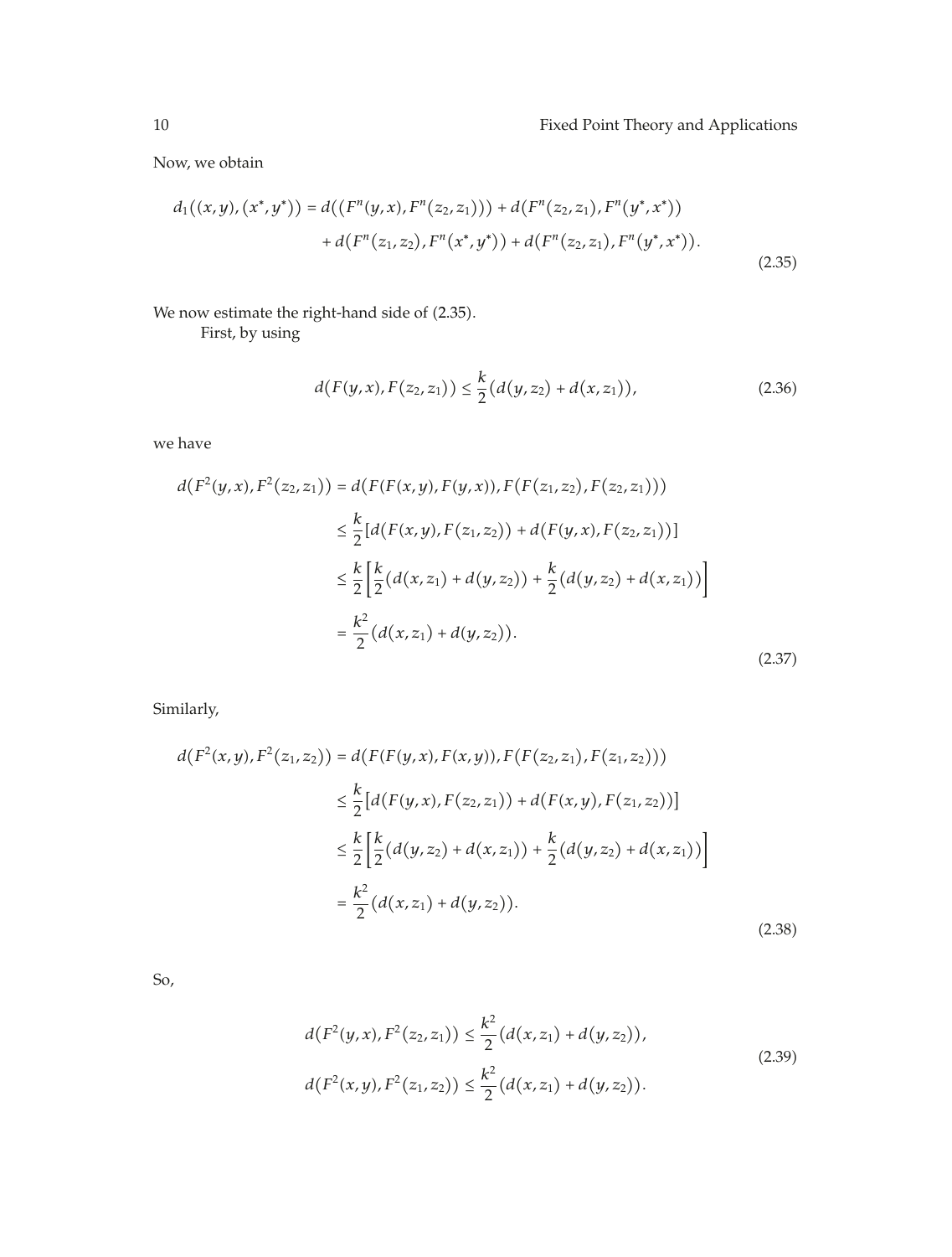Now, we obtain

$$d_1((x,y),(x^*,y^*)) = d((F^n(y,x),F^n(z_2,z_1))) + d(F^n(z_2,z_1),F^n(y^*,x^*)) + d(F^n(z_1,z_2),F^n(x^*,y^*)) + d(F^n(z_2,z_1),F^n(y^*,x^*)). \tag{2.35}$$

We now estimate the right-hand side of (2.35).

First, by using

$$d(F(y,x),F(z_2,z_1)) \le \frac{k}{2}(d(y,z_2) + d(x,z_1)), \tag{2.36}$$

we have

$$\begin{aligned}
d(F^2(y,x),F^2(z_2,z_1)) &= d(F(F(x,y),F(y,x)),F(F(z_1,z_2),F(z_2,z_1))) \\
&\le \frac{k}{2}[d(F(x,y),F(z_1,z_2)) + d(F(y,x),F(z_2,z_1))] \\
&\le \frac{k}{2}\left[\frac{k}{2}(d(x,z_1) + d(y,z_2)) + \frac{k}{2}(d(y,z_2) + d(x,z_1))\right] \\
&= \frac{k^2}{2}(d(x,z_1) + d(y,z_2)).
\end{aligned} \tag{2.37}$$

Similarly,

$$\begin{aligned}
d(F^2(x,y),F^2(z_1,z_2)) &= d(F(F(y,x),F(x,y)),F(F(z_2,z_1),F(z_1,z_2))) \\
&\le \frac{k}{2}[d(F(y,x),F(z_2,z_1)) + d(F(x,y),F(z_1,z_2))] \\
&\le \frac{k}{2}\left[\frac{k}{2}(d(y,z_2) + d(x,z_1)) + \frac{k}{2}(d(y,z_2) + d(x,z_1))\right] \\
&= \frac{k^2}{2}(d(x,z_1) + d(y,z_2)).
\end{aligned} \tag{2.38}$$

So,

$$\begin{aligned}
d(F^2(y,x),F^2(z_2,z_1)) &\le \frac{k^2}{2}(d(x,z_1) + d(y,z_2)), \\
d(F^2(x,y),F^2(z_1,z_2)) &\le \frac{k^2}{2}(d(x,z_1) + d(y,z_2)).
\end{aligned} \tag{2.39}$$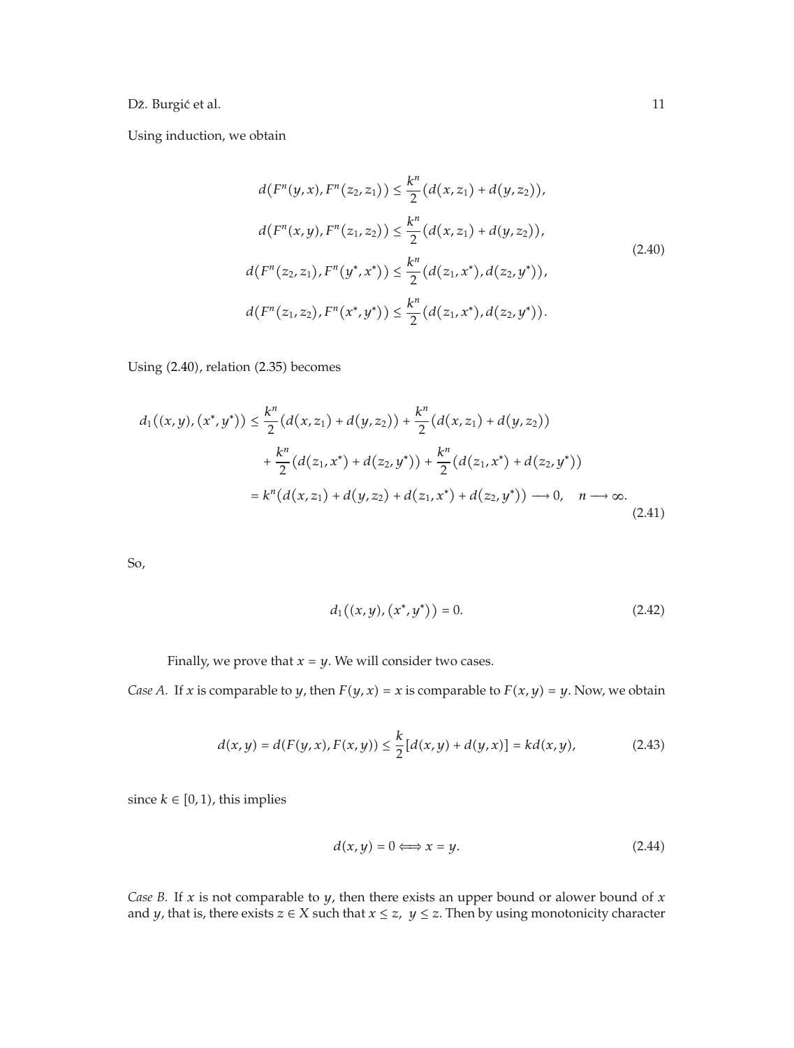Using induction, we obtain

$$
\begin{aligned}
d\big(F^n(y,x), F^n(z_2,z_1)\big) &\leq \frac{k^n}{2}\big(d(x,z_1) + d(y,z_2)\big),\\
d\big(F^n(x,y), F^n(z_1,z_2)\big) &\leq \frac{k^n}{2}\big(d(x,z_1) + d(y,z_2)\big),\\
d\big(F^n(z_2,z_1), F^n(y^*,x^*)\big) &\leq \frac{k^n}{2}\big(d(z_1,x^*), d(z_2,y^*)\big),\\
d\big(F^n(z_1,z_2), F^n(x^*,y^*)\big) &\leq \frac{k^n}{2}\big(d(z_1,x^*), d(z_2,y^*)\big).
\end{aligned}
\tag{2.40}
$$

Using (2.40), relation (2.35) becomes

$$
\begin{aligned}
d_1\big((x,y),(x^*,y^*)\big) &\leq \frac{k^n}{2}\big(d(x,z_1) + d(y,z_2)\big) + \frac{k^n}{2}\big(d(x,z_1) + d(y,z_2)\big)\\
&\quad + \frac{k^n}{2}\big(d(z_1,x^*) + d(z_2,y^*)\big) + \frac{k^n}{2}\big(d(z_1,x^*) + d(z_2,y^*)\big)\\
&= k^n\big(d(x,z_1) + d(y,z_2) + d(z_1,x^*) + d(z_2,y^*)\big) \longrightarrow 0, \quad n \longrightarrow \infty.
\end{aligned}
\tag{2.41}
$$

So,

$$
d_1\big((x,y),(x^*,y^*)\big) = 0. \tag{2.42}
$$

Finally, we prove that $x = y$. We will consider two cases.

*Case A.* If $x$ is comparable to $y$, then $F(y,x) = x$ is comparable to $F(x,y) = y$. Now, we obtain

$$
d(x,y) = d(F(y,x), F(x,y)) \leq \frac{k}{2}[d(x,y) + d(y,x)] = kd(x,y), \tag{2.43}
$$

since $k \in [0,1)$, this implies

$$
d(x,y) = 0 \Longleftrightarrow x = y. \tag{2.44}
$$

*Case B.* If $x$ is not comparable to $y$, then there exists an upper bound or alower bound of $x$ and $y$, that is, there exists $z \in X$ such that $x \leq z$, $y \leq z$. Then by using monotonicity character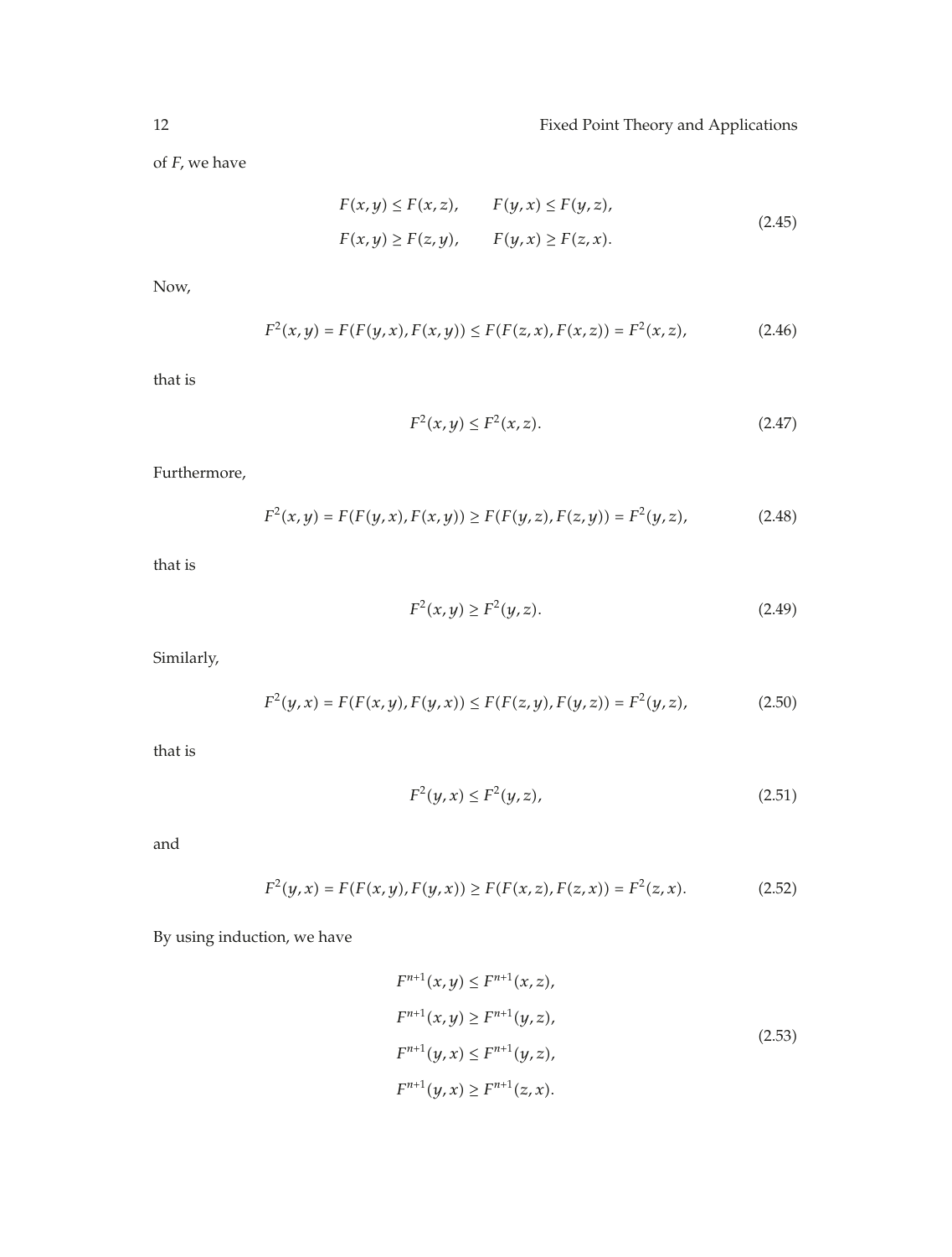of $F$, we have

$$
\begin{aligned}
F(x,y) &\leq F(x,z), \qquad F(y,x) \leq F(y,z), \\
F(x,y) &\geq F(z,y), \qquad F(y,x) \geq F(z,x).
\end{aligned}
\tag{2.45}
$$

Now,

$$
F^2(x,y) = F(F(y,x), F(x,y)) \leq F(F(z,x), F(x,z)) = F^2(x,z), \tag{2.46}
$$

that is

$$
F^2(x,y) \leq F^2(x,z). \tag{2.47}
$$

Furthermore,

$$
F^2(x,y) = F(F(y,x), F(x,y)) \geq F(F(y,z), F(z,y)) = F^2(y,z), \tag{2.48}
$$

that is

$$
F^2(x,y) \geq F^2(y,z). \tag{2.49}
$$

Similarly,

$$
F^2(y,x) = F(F(x,y), F(y,x)) \leq F(F(z,y), F(y,z)) = F^2(y,z), \tag{2.50}
$$

that is

$$
F^2(y,x) \leq F^2(y,z), \tag{2.51}
$$

and

$$
F^2(y,x) = F(F(x,y), F(y,x)) \geq F(F(x,z), F(z,x)) = F^2(z,x). \tag{2.52}
$$

By using induction, we have

$$
\begin{aligned}
F^{n+1}(x,y) &\leq F^{n+1}(x,z), \\
F^{n+1}(x,y) &\geq F^{n+1}(y,z), \\
F^{n+1}(y,x) &\leq F^{n+1}(y,z), \\
F^{n+1}(y,x) &\geq F^{n+1}(z,x).
\end{aligned}
\tag{2.53}
$$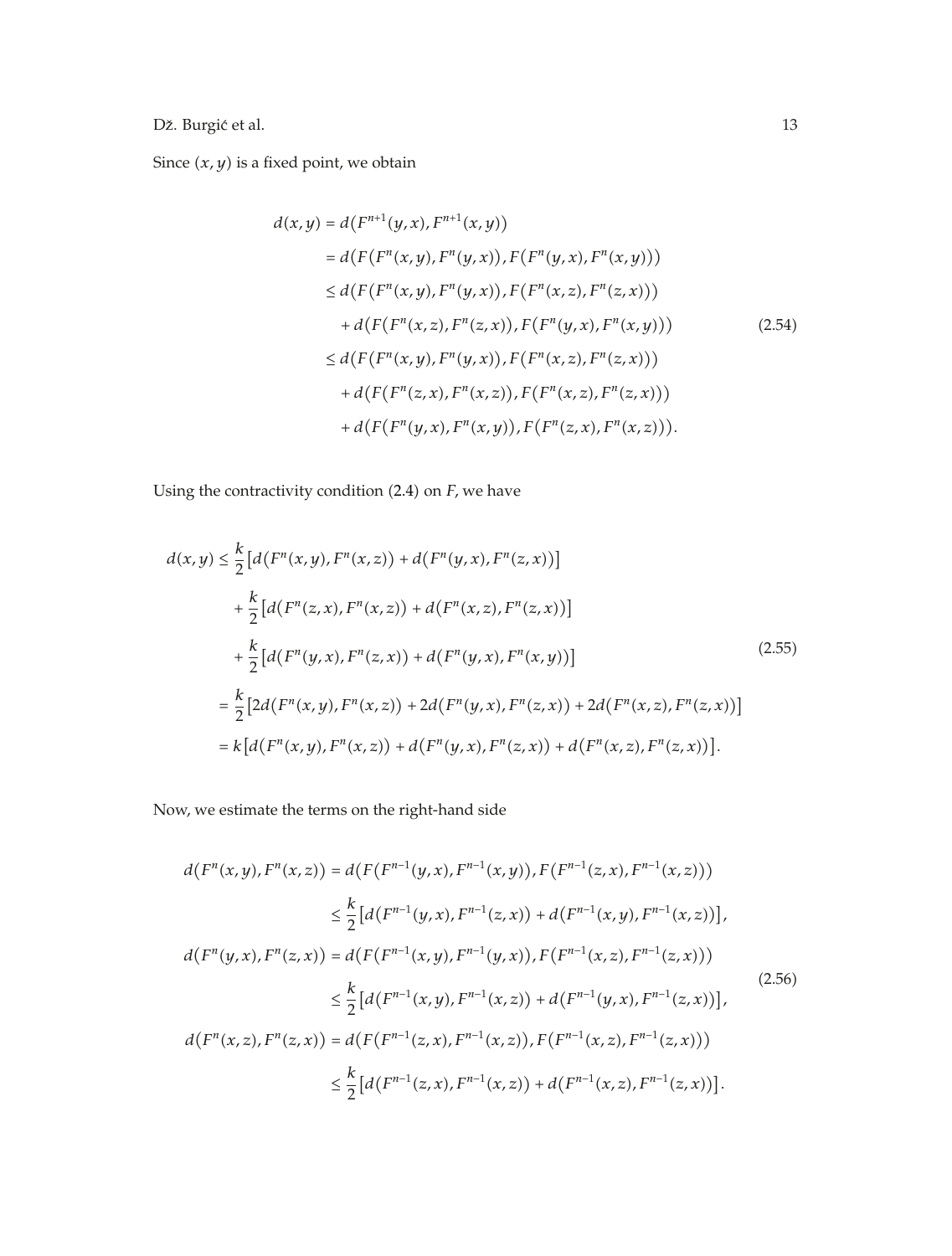Since $(x, y)$ is a fixed point, we obtain

$$
\begin{aligned}
d(x,y) &= d\big(F^{n+1}(y,x), F^{n+1}(x,y)\big) \\
&= d\big(F\big(F^{n}(x,y), F^{n}(y,x)\big), F\big(F^{n}(y,x), F^{n}(x,y)\big)\big) \\
&\le d\big(F\big(F^{n}(x,y), F^{n}(y,x)\big), F\big(F^{n}(x,z), F^{n}(z,x)\big)\big) \\
&\quad + d\big(F\big(F^{n}(x,z), F^{n}(z,x)\big), F\big(F^{n}(y,x), F^{n}(x,y)\big)\big) \\
&\le d\big(F\big(F^{n}(x,y), F^{n}(y,x)\big), F\big(F^{n}(x,z), F^{n}(z,x)\big)\big) \\
&\quad + d\big(F\big(F^{n}(z,x), F^{n}(x,z)\big), F\big(F^{n}(x,z), F^{n}(z,x)\big)\big) \\
&\quad + d\big(F\big(F^{n}(y,x), F^{n}(x,y)\big), F\big(F^{n}(z,x), F^{n}(x,z)\big)\big).
\end{aligned}
\tag{2.54}
$$

Using the contractivity condition (2.4) on $F$, we have

$$
\begin{aligned}
d(x,y) &\le \frac{k}{2}\big[d\big(F^{n}(x,y), F^{n}(x,z)\big) + d\big(F^{n}(y,x), F^{n}(z,x)\big)\big] \\
&\quad + \frac{k}{2}\big[d\big(F^{n}(z,x), F^{n}(x,z)\big) + d\big(F^{n}(x,z), F^{n}(z,x)\big)\big] \\
&\quad + \frac{k}{2}\big[d\big(F^{n}(y,x), F^{n}(z,x)\big) + d\big(F^{n}(y,x), F^{n}(x,y)\big)\big] \\
&= \frac{k}{2}\big[2d\big(F^{n}(x,y), F^{n}(x,z)\big) + 2d\big(F^{n}(y,x), F^{n}(z,x)\big) + 2d\big(F^{n}(x,z), F^{n}(z,x)\big)\big] \\
&= k\big[d\big(F^{n}(x,y), F^{n}(x,z)\big) + d\big(F^{n}(y,x), F^{n}(z,x)\big) + d\big(F^{n}(x,z), F^{n}(z,x)\big)\big].
\end{aligned}
\tag{2.55}
$$

Now, we estimate the terms on the right-hand side

$$
\begin{aligned}
d\big(F^{n}(x,y), F^{n}(x,z)\big) &= d\big(F\big(F^{n-1}(y,x), F^{n-1}(x,y)\big), F\big(F^{n-1}(z,x), F^{n-1}(x,z)\big)\big) \\
&\le \frac{k}{2}\big[d\big(F^{n-1}(y,x), F^{n-1}(z,x)\big) + d\big(F^{n-1}(x,y), F^{n-1}(x,z)\big)\big], \\
d\big(F^{n}(y,x), F^{n}(z,x)\big) &= d\big(F\big(F^{n-1}(x,y), F^{n-1}(y,x)\big), F\big(F^{n-1}(x,z), F^{n-1}(z,x)\big)\big) \\
&\le \frac{k}{2}\big[d\big(F^{n-1}(x,y), F^{n-1}(x,z)\big) + d\big(F^{n-1}(y,x), F^{n-1}(z,x)\big)\big], \\
d\big(F^{n}(x,z), F^{n}(z,x)\big) &= d\big(F\big(F^{n-1}(z,x), F^{n-1}(x,z)\big), F\big(F^{n-1}(x,z), F^{n-1}(z,x)\big)\big) \\
&\le \frac{k}{2}\big[d\big(F^{n-1}(z,x), F^{n-1}(x,z)\big) + d\big(F^{n-1}(x,z), F^{n-1}(z,x)\big)\big].
\end{aligned}
\tag{2.56}
$$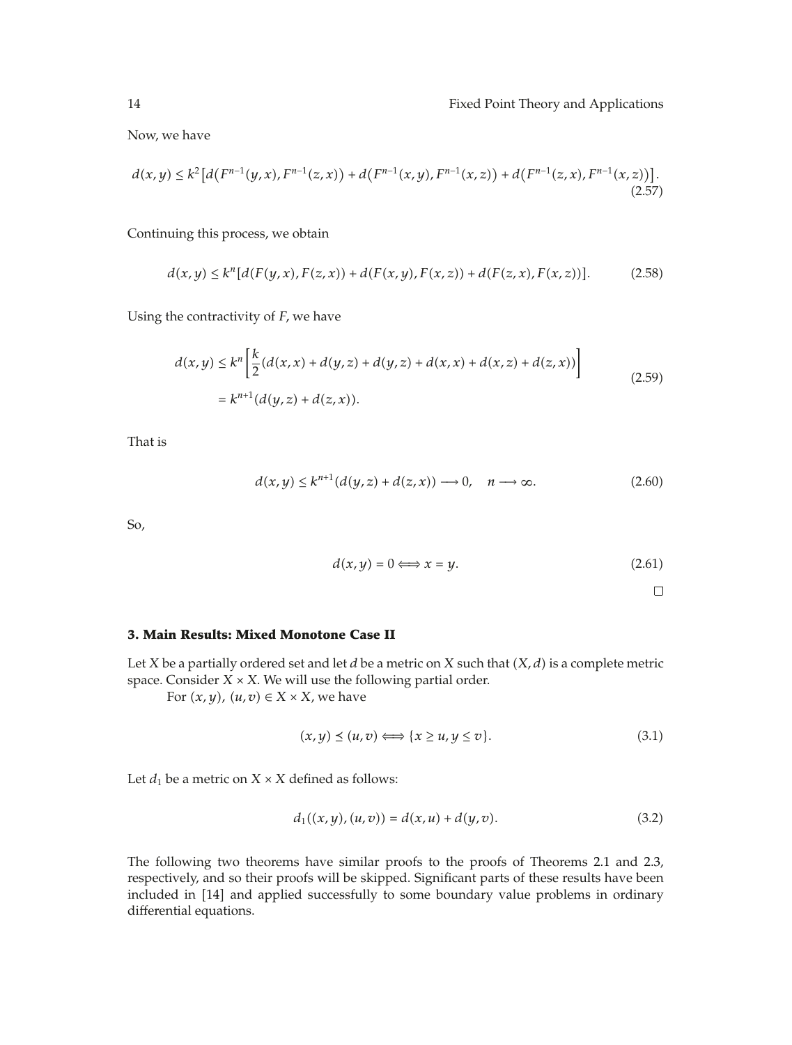Now, we have

$$d(x,y) \leq k^2\left[d\left(F^{n-1}(y,x),F^{n-1}(z,x)\right)+d\left(F^{n-1}(x,y),F^{n-1}(x,z)\right)+d\left(F^{n-1}(z,x),F^{n-1}(x,z)\right)\right]. \tag{2.57}$$

Continuing this process, we obtain

$$d(x,y) \leq k^n[d(F(y,x),F(z,x))+d(F(x,y),F(x,z))+d(F(z,x),F(x,z))]. \tag{2.58}$$

Using the contractivity of $F$, we have

$$\begin{aligned} d(x,y) &\leq k^n\left[\frac{k}{2}(d(x,x)+d(y,z)+d(y,z)+d(x,x)+d(x,z)+d(z,x))\right] \\ &= k^{n+1}(d(y,z)+d(z,x)). \end{aligned} \tag{2.59}$$

That is

$$d(x,y) \leq k^{n+1}(d(y,z)+d(z,x)) \longrightarrow 0, \quad n \longrightarrow \infty. \tag{2.60}$$

So,

$$d(x,y)=0 \Longleftrightarrow x=y. \tag{2.61}$$

□

## 3. Main Results: Mixed Monotone Case II

Let $X$ be a partially ordered set and let $d$ be a metric on $X$ such that $(X,d)$ is a complete metric space. Consider $X \times X$. We will use the following partial order.

For $(x,y)$, $(u,v) \in X \times X$, we have

$$(x,y) \preceq (u,v) \Longleftrightarrow \{x \geq u, y \leq v\}. \tag{3.1}$$

Let $d_1$ be a metric on $X \times X$ defined as follows:

$$d_1((x,y),(u,v)) = d(x,u)+d(y,v). \tag{3.2}$$

The following two theorems have similar proofs to the proofs of Theorems 2.1 and 2.3, respectively, and so their proofs will be skipped. Significant parts of these results have been included in [14] and applied successfully to some boundary value problems in ordinary differential equations.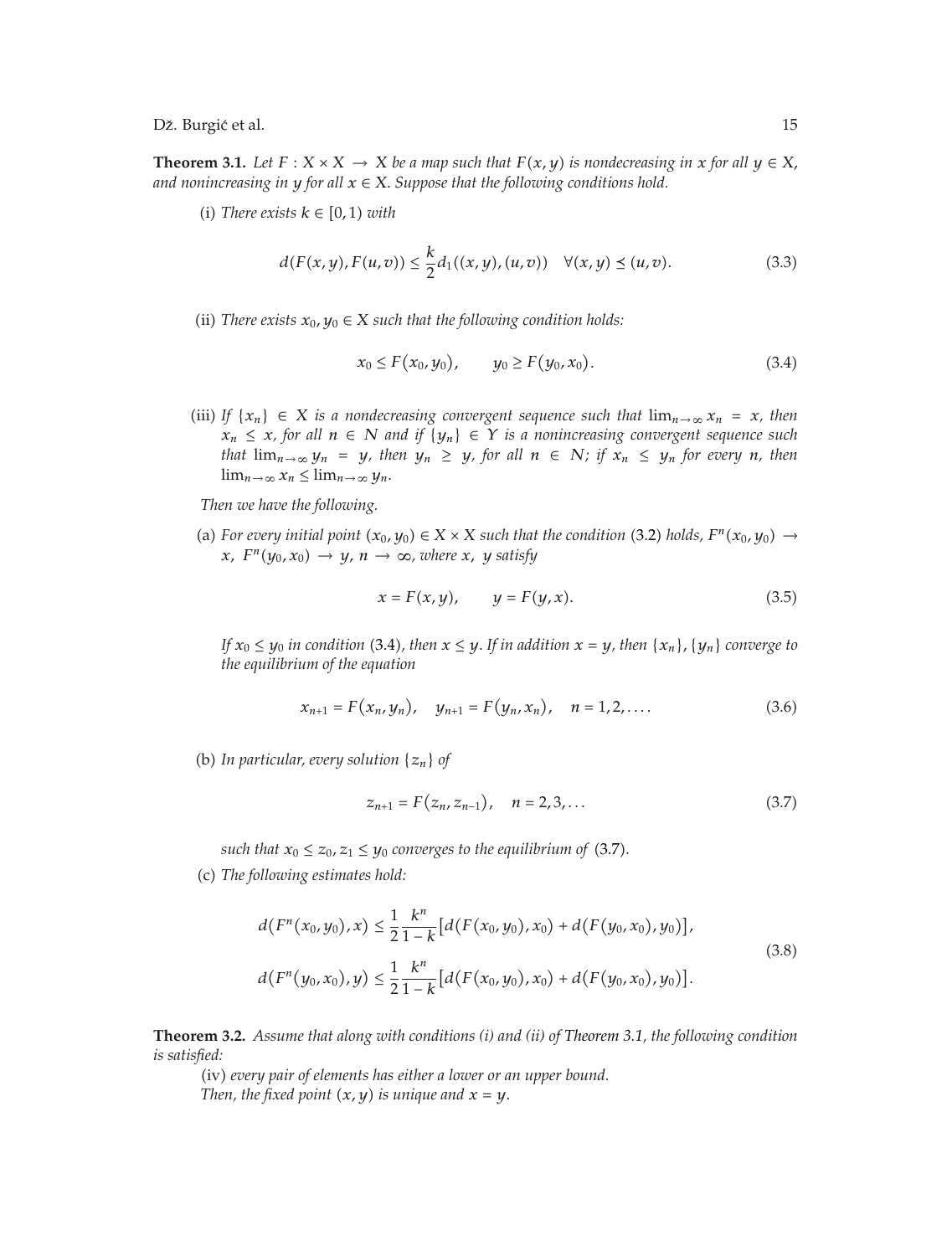**Theorem 3.1.** *Let $F : X \times X \to X$ be a map such that $F(x, y)$ is nondecreasing in $x$ for all $y \in X$, and nonincreasing in $y$ for all $x \in X$. Suppose that the following conditions hold.*

(i) *There exists $k \in [0, 1)$ with*

$$d(F(x,y), F(u,v)) \le \frac{k}{2} d_1((x,y),(u,v)) \quad \forall (x,y) \preceq (u,v). \tag{3.3}$$

(ii) *There exists $x_0, y_0 \in X$ such that the following condition holds:*

$$x_0 \le F(x_0, y_0), \qquad y_0 \ge F(y_0, x_0). \tag{3.4}$$

(iii) *If $\{x_n\} \in X$ is a nondecreasing convergent sequence such that $\lim_{n\to\infty} x_n = x$, then $x_n \le x$, for all $n \in N$ and if $\{y_n\} \in Y$ is a nonincreasing convergent sequence such that $\lim_{n\to\infty} y_n = y$, then $y_n \ge y$, for all $n \in N$; if $x_n \le y_n$ for every $n$, then $\lim_{n\to\infty} x_n \le \lim_{n\to\infty} y_n$.*

*Then we have the following.*

(a) *For every initial point $(x_0, y_0) \in X \times X$ such that the condition (3.2) holds, $F^n(x_0, y_0) \to x$, $F^n(y_0, x_0) \to y$, $n \to \infty$, where $x$, $y$ satisfy*

$$x = F(x, y), \qquad y = F(y, x). \tag{3.5}$$

*If $x_0 \le y_0$ in condition (3.4), then $x \le y$. If in addition $x = y$, then $\{x_n\}, \{y_n\}$ converge to the equilibrium of the equation*

$$x_{n+1} = F(x_n, y_n), \quad y_{n+1} = F(y_n, x_n), \quad n = 1, 2, \ldots. \tag{3.6}$$

(b) *In particular, every solution $\{z_n\}$ of*

$$z_{n+1} = F(z_n, z_{n-1}), \quad n = 2, 3, \ldots \tag{3.7}$$

*such that $x_0 \le z_0, z_1 \le y_0$ converges to the equilibrium of (3.7).*

(c) *The following estimates hold:*

$$\begin{aligned}
d(F^n(x_0, y_0), x) &\le \frac{1}{2}\frac{k^n}{1-k}\left[d(F(x_0, y_0), x_0) + d(F(y_0, x_0), y_0)\right], \\
d(F^n(y_0, x_0), y) &\le \frac{1}{2}\frac{k^n}{1-k}\left[d(F(x_0, y_0), x_0) + d(F(y_0, x_0), y_0)\right].
\end{aligned} \tag{3.8}$$

**Theorem 3.2.** *Assume that along with conditions (i) and (ii) of Theorem 3.1, the following condition is satisfied:*

(iv) *every pair of elements has either a lower or an upper bound.*

*Then, the fixed point $(x, y)$ is unique and $x = y$.*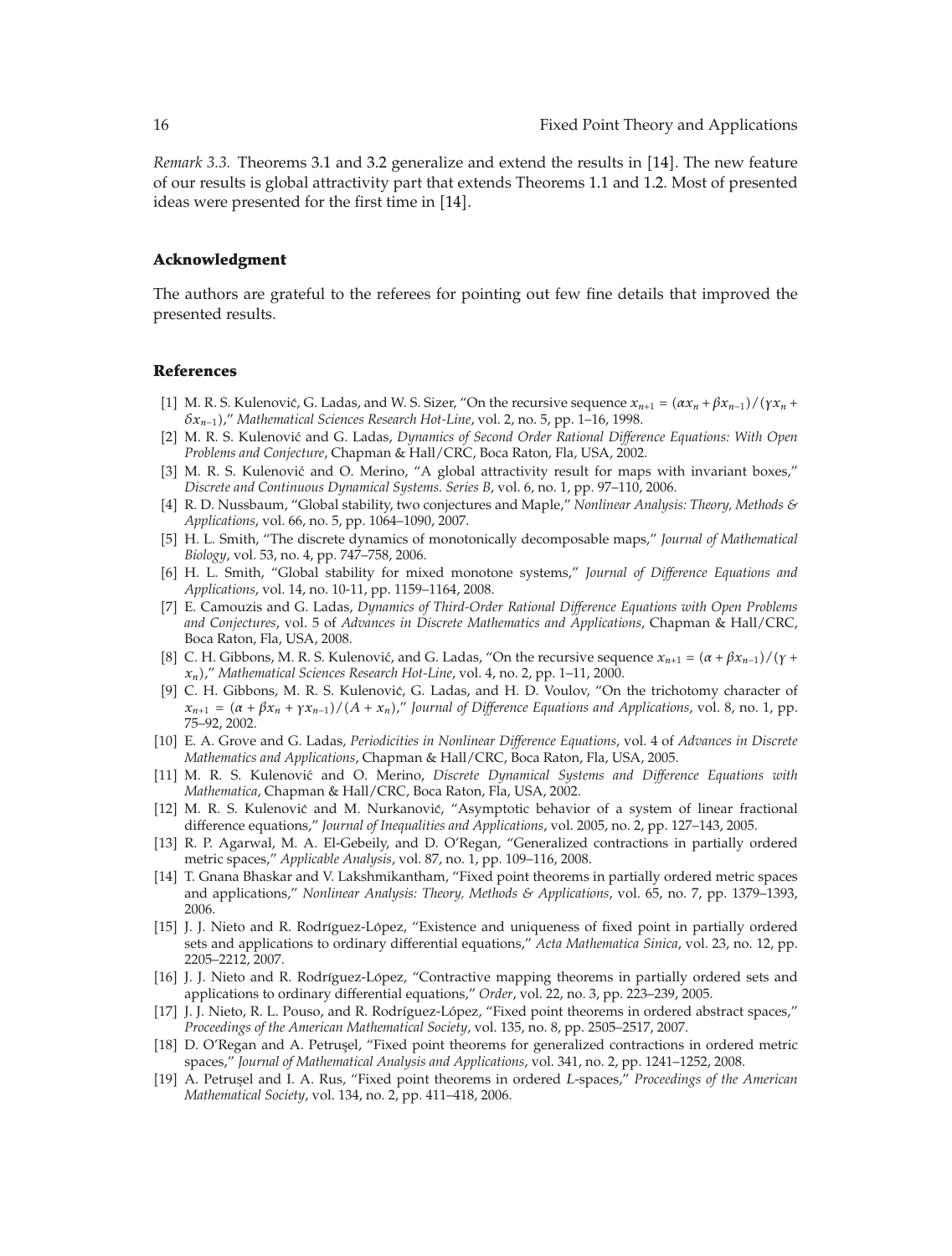*Remark 3.3.* Theorems 3.1 and 3.2 generalize and extend the results in [14]. The new feature of our results is global attractivity part that extends Theorems 1.1 and 1.2. Most of presented ideas were presented for the first time in [14].

## Acknowledgment

The authors are grateful to the referees for pointing out few fine details that improved the presented results.

## References

[1] M. R. S. Kulenović, G. Ladas, and W. S. Sizer, "On the recursive sequence $x_{n+1} = (\alpha x_n + \beta x_{n-1})/(\gamma x_n + \delta x_{n-1})$," *Mathematical Sciences Research Hot-Line*, vol. 2, no. 5, pp. 1–16, 1998.

[2] M. R. S. Kulenović and G. Ladas, *Dynamics of Second Order Rational Difference Equations: With Open Problems and Conjecture*, Chapman & Hall/CRC, Boca Raton, Fla, USA, 2002.

[3] M. R. S. Kulenović and O. Merino, "A global attractivity result for maps with invariant boxes," *Discrete and Continuous Dynamical Systems. Series B*, vol. 6, no. 1, pp. 97–110, 2006.

[4] R. D. Nussbaum, "Global stability, two conjectures and Maple," *Nonlinear Analysis: Theory, Methods & Applications*, vol. 66, no. 5, pp. 1064–1090, 2007.

[5] H. L. Smith, "The discrete dynamics of monotonically decomposable maps," *Journal of Mathematical Biology*, vol. 53, no. 4, pp. 747–758, 2006.

[6] H. L. Smith, "Global stability for mixed monotone systems," *Journal of Difference Equations and Applications*, vol. 14, no. 10-11, pp. 1159–1164, 2008.

[7] E. Camouzis and G. Ladas, *Dynamics of Third-Order Rational Difference Equations with Open Problems and Conjectures*, vol. 5 of *Advances in Discrete Mathematics and Applications*, Chapman & Hall/CRC, Boca Raton, Fla, USA, 2008.

[8] C. H. Gibbons, M. R. S. Kulenović, and G. Ladas, "On the recursive sequence $x_{n+1} = (\alpha + \beta x_{n-1})/(\gamma + x_n)$," *Mathematical Sciences Research Hot-Line*, vol. 4, no. 2, pp. 1–11, 2000.

[9] C. H. Gibbons, M. R. S. Kulenović, G. Ladas, and H. D. Voulov, "On the trichotomy character of $x_{n+1} = (\alpha + \beta x_n + \gamma x_{n-1})/(A + x_n)$," *Journal of Difference Equations and Applications*, vol. 8, no. 1, pp. 75–92, 2002.

[10] E. A. Grove and G. Ladas, *Periodicities in Nonlinear Difference Equations*, vol. 4 of *Advances in Discrete Mathematics and Applications*, Chapman & Hall/CRC, Boca Raton, Fla, USA, 2005.

[11] M. R. S. Kulenović and O. Merino, *Discrete Dynamical Systems and Difference Equations with Mathematica*, Chapman & Hall/CRC, Boca Raton, Fla, USA, 2002.

[12] M. R. S. Kulenović and M. Nurkanović, "Asymptotic behavior of a system of linear fractional difference equations," *Journal of Inequalities and Applications*, vol. 2005, no. 2, pp. 127–143, 2005.

[13] R. P. Agarwal, M. A. El-Gebeily, and D. O'Regan, "Generalized contractions in partially ordered metric spaces," *Applicable Analysis*, vol. 87, no. 1, pp. 109–116, 2008.

[14] T. Gnana Bhaskar and V. Lakshmikantham, "Fixed point theorems in partially ordered metric spaces and applications," *Nonlinear Analysis: Theory, Methods & Applications*, vol. 65, no. 7, pp. 1379–1393, 2006.

[15] J. J. Nieto and R. Rodríguez-López, "Existence and uniqueness of fixed point in partially ordered sets and applications to ordinary differential equations," *Acta Mathematica Sinica*, vol. 23, no. 12, pp. 2205–2212, 2007.

[16] J. J. Nieto and R. Rodríguez-López, "Contractive mapping theorems in partially ordered sets and applications to ordinary differential equations," *Order*, vol. 22, no. 3, pp. 223–239, 2005.

[17] J. J. Nieto, R. L. Pouso, and R. Rodríguez-López, "Fixed point theorems in ordered abstract spaces," *Proceedings of the American Mathematical Society*, vol. 135, no. 8, pp. 2505–2517, 2007.

[18] D. O'Regan and A. Petruşel, "Fixed point theorems for generalized contractions in ordered metric spaces," *Journal of Mathematical Analysis and Applications*, vol. 341, no. 2, pp. 1241–1252, 2008.

[19] A. Petruşel and I. A. Rus, "Fixed point theorems in ordered *L*-spaces," *Proceedings of the American Mathematical Society*, vol. 134, no. 2, pp. 411–418, 2006.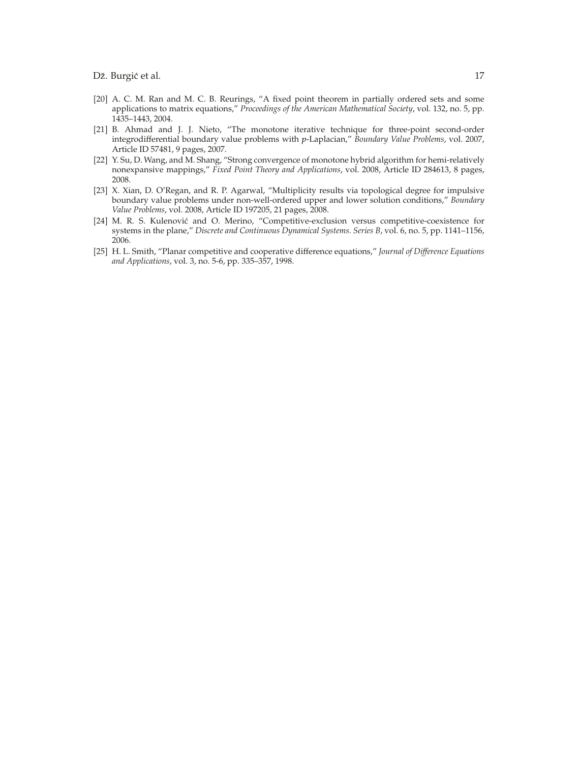[20] A. C. M. Ran and M. C. B. Reurings, "A fixed point theorem in partially ordered sets and some applications to matrix equations," *Proceedings of the American Mathematical Society*, vol. 132, no. 5, pp. 1435–1443, 2004.

[21] B. Ahmad and J. J. Nieto, "The monotone iterative technique for three-point second-order integrodifferential boundary value problems with $p$-Laplacian," *Boundary Value Problems*, vol. 2007, Article ID 57481, 9 pages, 2007.

[22] Y. Su, D. Wang, and M. Shang, "Strong convergence of monotone hybrid algorithm for hemi-relatively nonexpansive mappings," *Fixed Point Theory and Applications*, vol. 2008, Article ID 284613, 8 pages, 2008.

[23] X. Xian, D. O'Regan, and R. P. Agarwal, "Multiplicity results via topological degree for impulsive boundary value problems under non-well-ordered upper and lower solution conditions," *Boundary Value Problems*, vol. 2008, Article ID 197205, 21 pages, 2008.

[24] M. R. S. Kulenović and O. Merino, "Competitive-exclusion versus competitive-coexistence for systems in the plane," *Discrete and Continuous Dynamical Systems. Series B*, vol. 6, no. 5, pp. 1141–1156, 2006.

[25] H. L. Smith, "Planar competitive and cooperative difference equations," *Journal of Difference Equations and Applications*, vol. 3, no. 5-6, pp. 335–357, 1998.